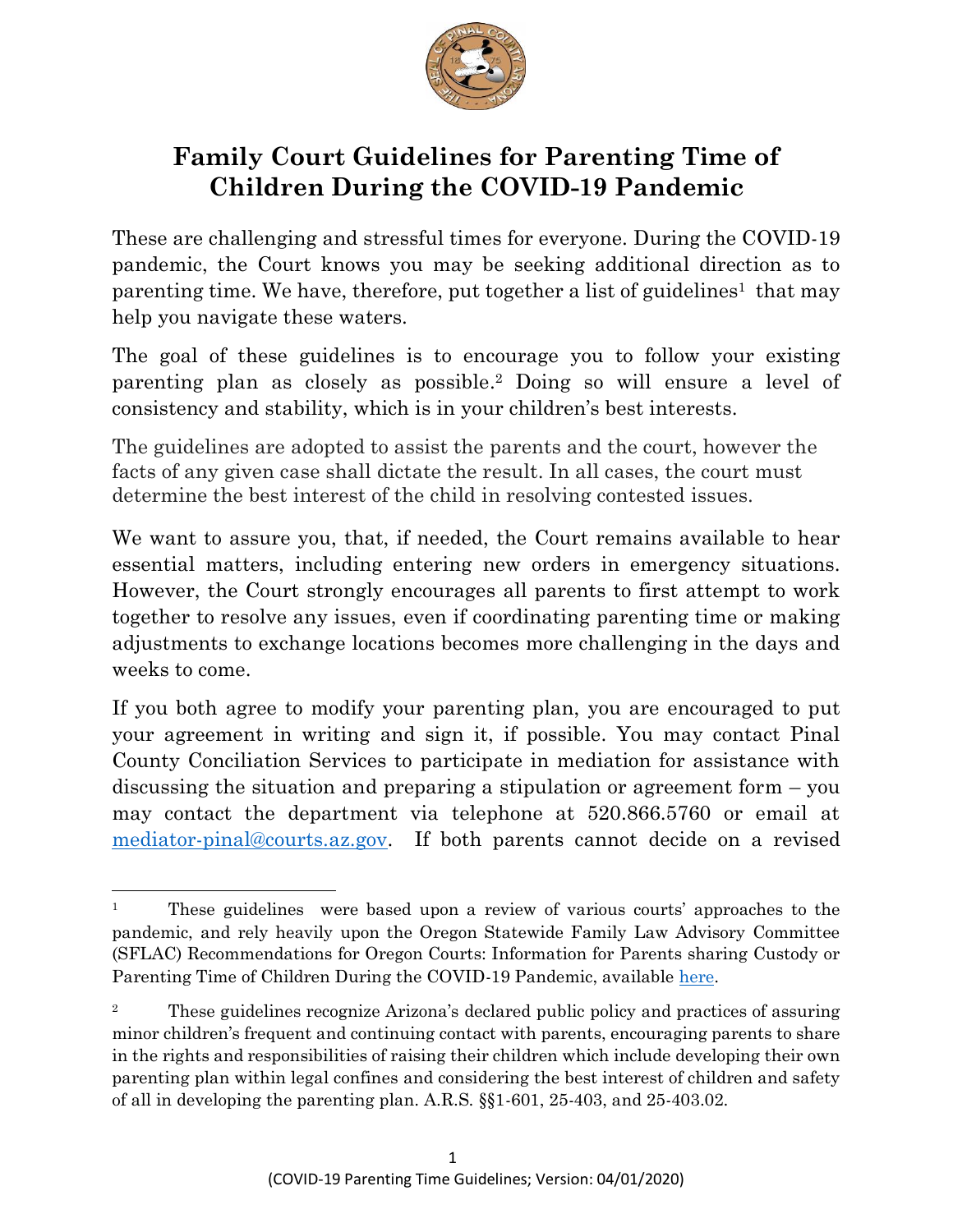# Family Court Guidelines for Parenting Time of Children During the COVID-19 Pandemic

These are challenging and stressful times for everyone. During the COVID-19 pandemic, the Court knows you may be seeking additional direction as to parenting time. We have, therefore, put together a list of guidelines[1] that may help you navigate these waters.

The goal of these guidelines is to encourage you to follow your existing parenting plan as closely as possible.[2] Doing so will ensure a level of consistency and stability, which is in your children's best interests.

The guidelines are adopted to assist the parents and the court, however the facts of any given case shall dictate the result. In all cases, the court must determine the best interest of the child in resolving contested issues.

We want to assure you, that, if needed, the Court remains available to hear essential matters, including entering new orders in emergency situations. However, the Court strongly encourages all parents to first attempt to work together to resolve any issues, even if coordinating parenting time or making adjustments to exchange locations becomes more challenging in the days and weeks to come.

If you both agree to modify your parenting plan, you are encouraged to put your agreement in writing and sign it, if possible. You may contact Pinal County Conciliation Services to participate in mediation for assistance with discussing the situation and preparing a stipulation or agreement form – you may contact the department via telephone at 520.866.5760 or email at mediator-pinal@courts.az.gov. If both parents cannot decide on a revised

---

[1] These guidelines were based upon a review of various courts' approaches to the pandemic, and rely heavily upon the Oregon Statewide Family Law Advisory Committee (SFLAC) Recommendations for Oregon Courts: Information for Parents sharing Custody or Parenting Time of Children During the COVID-19 Pandemic, available here.

[2] These guidelines recognize Arizona's declared public policy and practices of assuring minor children's frequent and continuing contact with parents, encouraging parents to share in the rights and responsibilities of raising their children which include developing their own parenting plan within legal confines and considering the best interest of children and safety of all in developing the parenting plan. A.R.S. §§1-601, 25-403, and 25-403.02.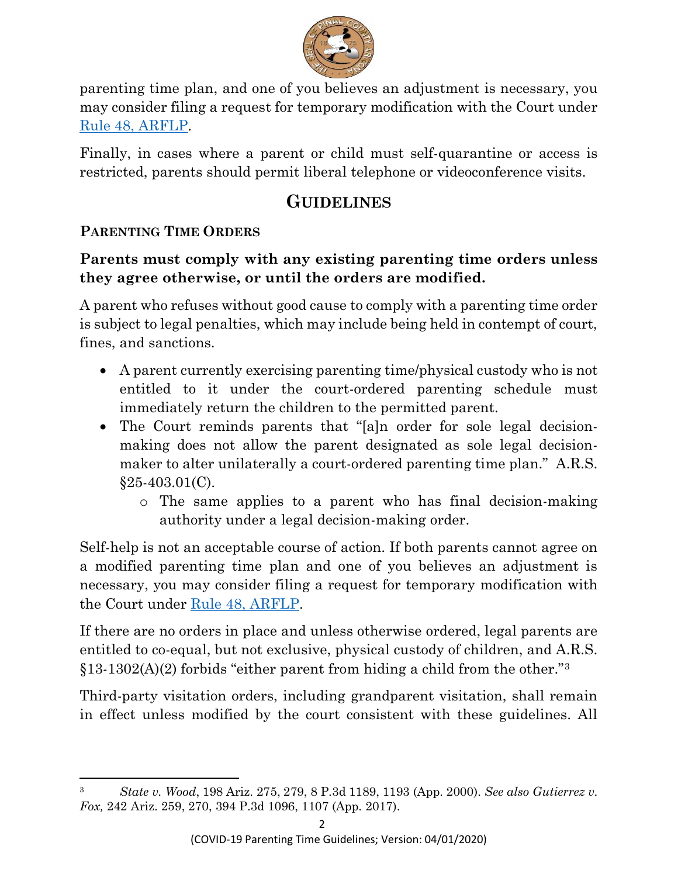parenting time plan, and one of you believes an adjustment is necessary, you may consider filing a request for temporary modification with the Court under [Rule 48, ARFLP](#).

Finally, in cases where a parent or child must self-quarantine or access is restricted, parents should permit liberal telephone or videoconference visits.

## GUIDELINES

### PARENTING TIME ORDERS

**Parents must comply with any existing parenting time orders unless they agree otherwise, or until the orders are modified.**

A parent who refuses without good cause to comply with a parenting time order is subject to legal penalties, which may include being held in contempt of court, fines, and sanctions.

- A parent currently exercising parenting time/physical custody who is not entitled to it under the court-ordered parenting schedule must immediately return the children to the permitted parent.
- The Court reminds parents that "[a]n order for sole legal decision-making does not allow the parent designated as sole legal decision-maker to alter unilaterally a court-ordered parenting time plan." A.R.S. §25-403.01(C).
  - The same applies to a parent who has final decision-making authority under a legal decision-making order.

Self-help is not an acceptable course of action. If both parents cannot agree on a modified parenting time plan and one of you believes an adjustment is necessary, you may consider filing a request for temporary modification with the Court under [Rule 48, ARFLP](#).

If there are no orders in place and unless otherwise ordered, legal parents are entitled to co-equal, but not exclusive, physical custody of children, and A.R.S. §13-1302(A)(2) forbids "either parent from hiding a child from the other."[3]

Third-party visitation orders, including grandparent visitation, shall remain in effect unless modified by the court consistent with these guidelines. All

---

[3] *State v. Wood*, 198 Ariz. 275, 279, 8 P.3d 1189, 1193 (App. 2000). *See also Gutierrez v. Fox,* 242 Ariz. 259, 270, 394 P.3d 1096, 1107 (App. 2017).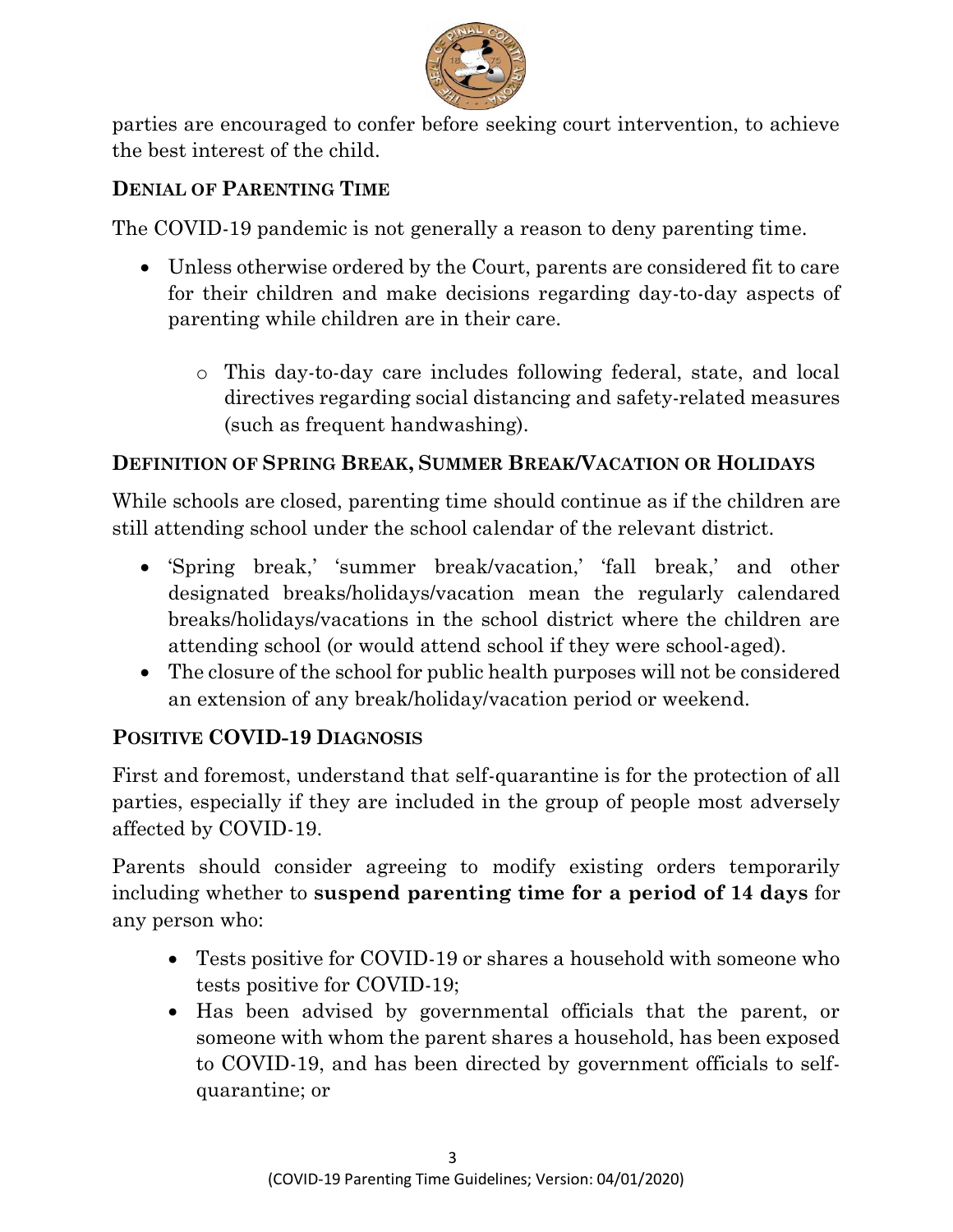parties are encouraged to confer before seeking court intervention, to achieve the best interest of the child.

### Denial of Parenting Time

The COVID-19 pandemic is not generally a reason to deny parenting time.

- Unless otherwise ordered by the Court, parents are considered fit to care for their children and make decisions regarding day-to-day aspects of parenting while children are in their care.
    - This day-to-day care includes following federal, state, and local directives regarding social distancing and safety-related measures (such as frequent handwashing).

### Definition of Spring Break, Summer Break/Vacation or Holidays

While schools are closed, parenting time should continue as if the children are still attending school under the school calendar of the relevant district.

- 'Spring break,' 'summer break/vacation,' 'fall break,' and other designated breaks/holidays/vacation mean the regularly calendared breaks/holidays/vacations in the school district where the children are attending school (or would attend school if they were school-aged).
- The closure of the school for public health purposes will not be considered an extension of any break/holiday/vacation period or weekend.

### Positive COVID-19 Diagnosis

First and foremost, understand that self-quarantine is for the protection of all parties, especially if they are included in the group of people most adversely affected by COVID-19.

Parents should consider agreeing to modify existing orders temporarily including whether to **suspend parenting time for a period of 14 days** for any person who:

- Tests positive for COVID-19 or shares a household with someone who tests positive for COVID-19;
- Has been advised by governmental officials that the parent, or someone with whom the parent shares a household, has been exposed to COVID-19, and has been directed by government officials to self-quarantine; or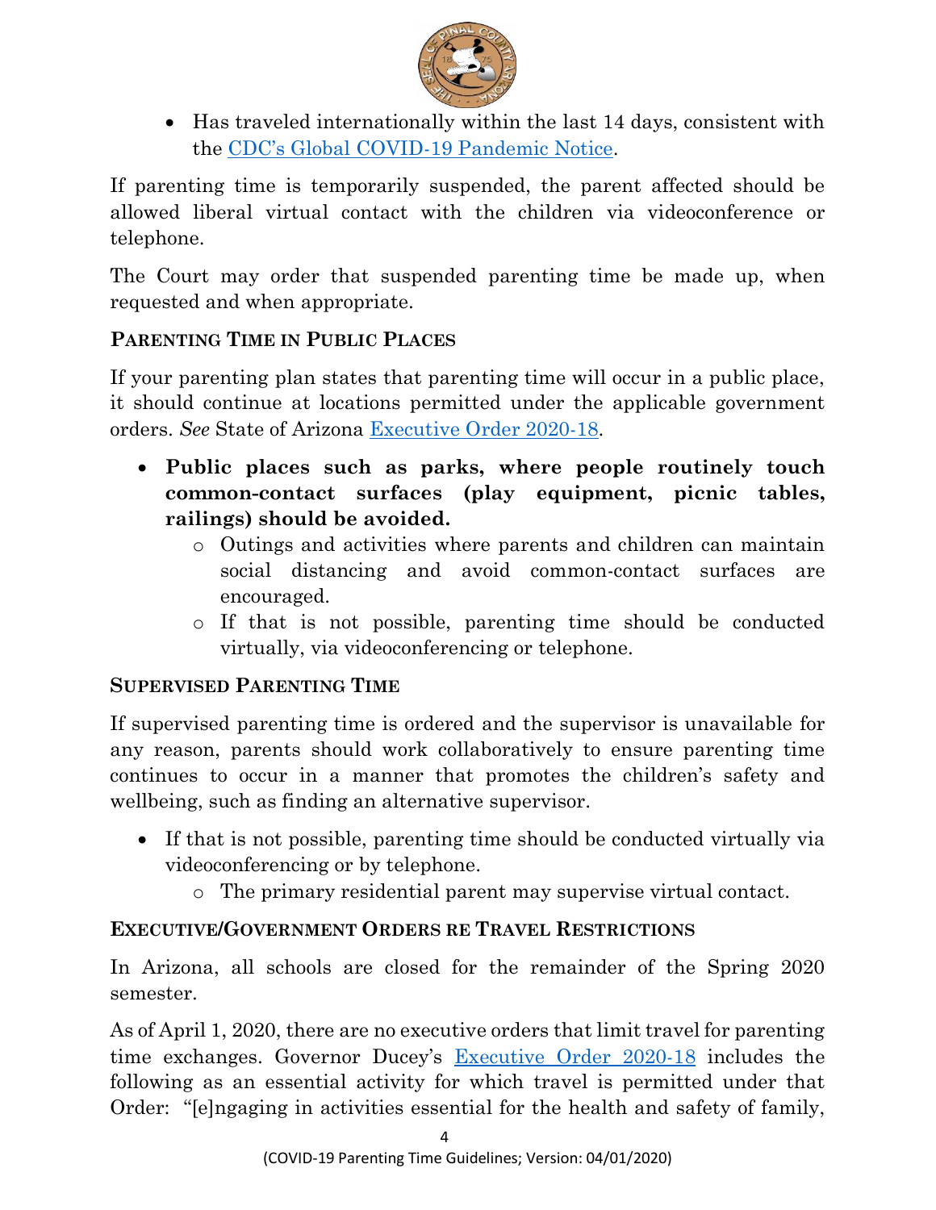- Has traveled internationally within the last 14 days, consistent with the [CDC's Global COVID-19 Pandemic Notice](#).

If parenting time is temporarily suspended, the parent affected should be allowed liberal virtual contact with the children via videoconference or telephone.

The Court may order that suspended parenting time be made up, when requested and when appropriate.

### PARENTING TIME IN PUBLIC PLACES

If your parenting plan states that parenting time will occur in a public place, it should continue at locations permitted under the applicable government orders. *See* State of Arizona [Executive Order 2020-18](#).

- **Public places such as parks, where people routinely touch common-contact surfaces (play equipment, picnic tables, railings) should be avoided.**
    - Outings and activities where parents and children can maintain social distancing and avoid common-contact surfaces are encouraged.
    - If that is not possible, parenting time should be conducted virtually, via videoconferencing or telephone.

### SUPERVISED PARENTING TIME

If supervised parenting time is ordered and the supervisor is unavailable for any reason, parents should work collaboratively to ensure parenting time continues to occur in a manner that promotes the children's safety and wellbeing, such as finding an alternative supervisor.

- If that is not possible, parenting time should be conducted virtually via videoconferencing or by telephone.
    - The primary residential parent may supervise virtual contact.

### EXECUTIVE/GOVERNMENT ORDERS RE TRAVEL RESTRICTIONS

In Arizona, all schools are closed for the remainder of the Spring 2020 semester.

As of April 1, 2020, there are no executive orders that limit travel for parenting time exchanges. Governor Ducey's [Executive Order 2020-18](#) includes the following as an essential activity for which travel is permitted under that Order: "[e]ngaging in activities essential for the health and safety of family,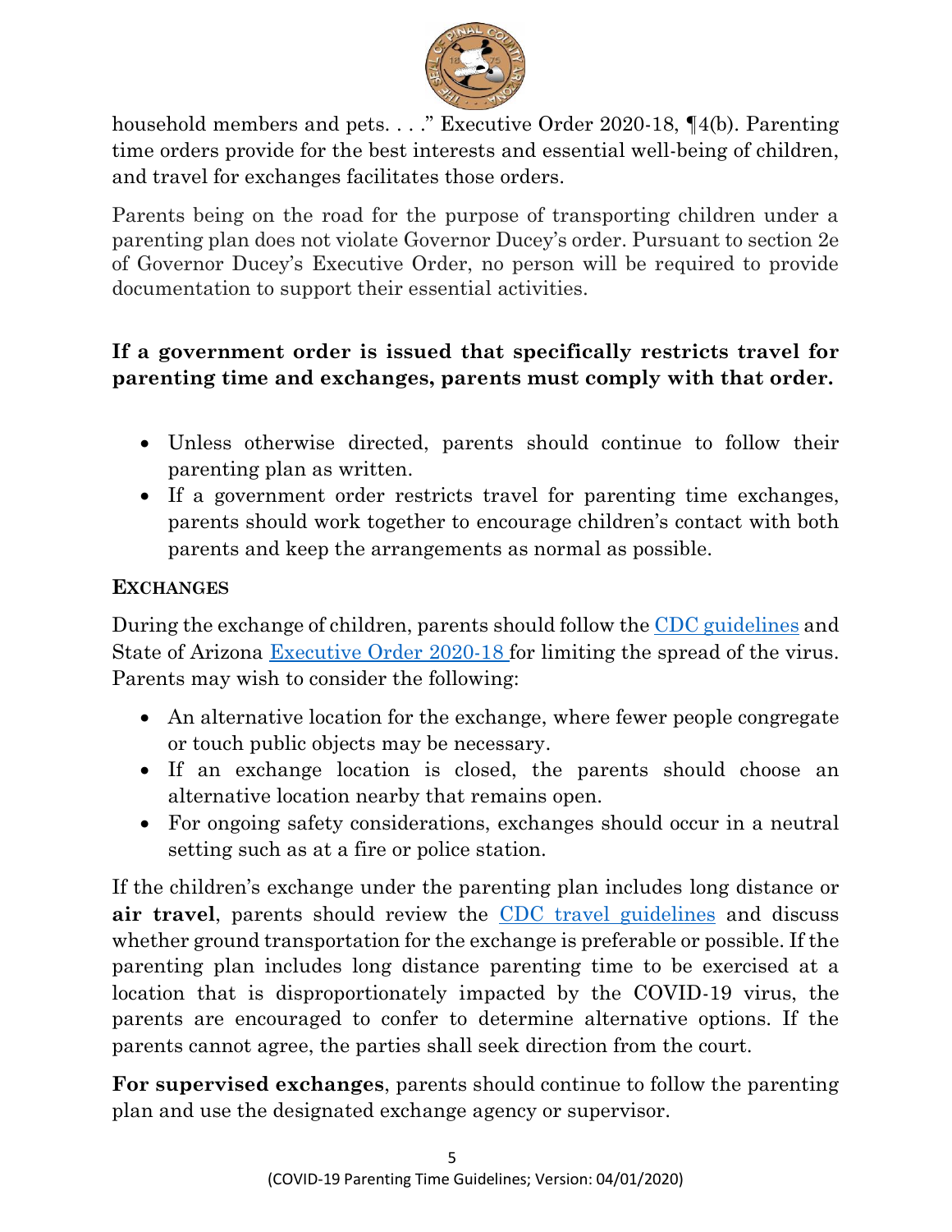household members and pets. . . ." Executive Order 2020-18, ¶4(b). Parenting time orders provide for the best interests and essential well-being of children, and travel for exchanges facilitates those orders.

Parents being on the road for the purpose of transporting children under a parenting plan does not violate Governor Ducey's order. Pursuant to section 2e of Governor Ducey's Executive Order, no person will be required to provide documentation to support their essential activities.

**If a government order is issued that specifically restricts travel for parenting time and exchanges, parents must comply with that order.**

- Unless otherwise directed, parents should continue to follow their parenting plan as written.
- If a government order restricts travel for parenting time exchanges, parents should work together to encourage children's contact with both parents and keep the arrangements as normal as possible.

**EXCHANGES**

During the exchange of children, parents should follow the CDC guidelines and State of Arizona Executive Order 2020-18 for limiting the spread of the virus. Parents may wish to consider the following:

- An alternative location for the exchange, where fewer people congregate or touch public objects may be necessary.
- If an exchange location is closed, the parents should choose an alternative location nearby that remains open.
- For ongoing safety considerations, exchanges should occur in a neutral setting such as at a fire or police station.

If the children's exchange under the parenting plan includes long distance or **air travel**, parents should review the CDC travel guidelines and discuss whether ground transportation for the exchange is preferable or possible. If the parenting plan includes long distance parenting time to be exercised at a location that is disproportionately impacted by the COVID-19 virus, the parents are encouraged to confer to determine alternative options. If the parents cannot agree, the parties shall seek direction from the court.

**For supervised exchanges**, parents should continue to follow the parenting plan and use the designated exchange agency or supervisor.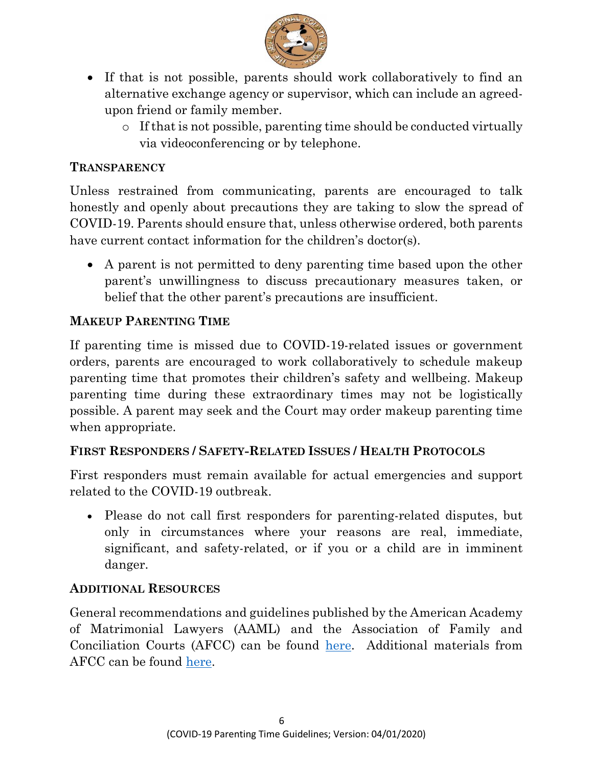- If that is not possible, parents should work collaboratively to find an alternative exchange agency or supervisor, which can include an agreed-upon friend or family member.
  - If that is not possible, parenting time should be conducted virtually via videoconferencing or by telephone.

## TRANSPARENCY

Unless restrained from communicating, parents are encouraged to talk honestly and openly about precautions they are taking to slow the spread of COVID-19. Parents should ensure that, unless otherwise ordered, both parents have current contact information for the children's doctor(s).

- A parent is not permitted to deny parenting time based upon the other parent's unwillingness to discuss precautionary measures taken, or belief that the other parent's precautions are insufficient.

## MAKEUP PARENTING TIME

If parenting time is missed due to COVID-19-related issues or government orders, parents are encouraged to work collaboratively to schedule makeup parenting time that promotes their children's safety and wellbeing. Makeup parenting time during these extraordinary times may not be logistically possible. A parent may seek and the Court may order makeup parenting time when appropriate.

## FIRST RESPONDERS / SAFETY-RELATED ISSUES / HEALTH PROTOCOLS

First responders must remain available for actual emergencies and support related to the COVID-19 outbreak.

- Please do not call first responders for parenting-related disputes, but only in circumstances where your reasons are real, immediate, significant, and safety-related, or if you or a child are in imminent danger.

## ADDITIONAL RESOURCES

General recommendations and guidelines published by the American Academy of Matrimonial Lawyers (AAML) and the Association of Family and Conciliation Courts (AFCC) can be found here. Additional materials from AFCC can be found here.